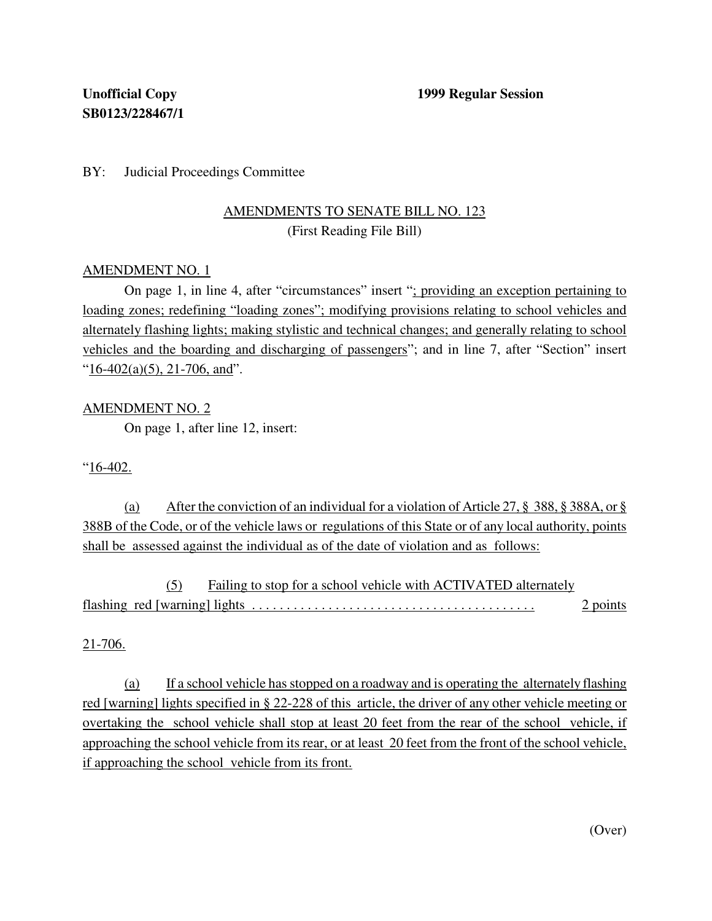**Unofficial Copy** **1999 Regular Session**
**SB0123/228467/1**

BY: Judicial Proceedings Committee

AMENDMENTS TO SENATE BILL NO. 123
(First Reading File Bill)

AMENDMENT NO. 1

On page 1, in line 4, after "circumstances" insert "; providing an exception pertaining to loading zones; redefining "loading zones"; modifying provisions relating to school vehicles and alternately flashing lights; making stylistic and technical changes; and generally relating to school vehicles and the boarding and discharging of passengers"; and in line 7, after "Section" insert "16-402(a)(5), 21-706, and".

AMENDMENT NO. 2

On page 1, after line 12, insert:

"16-402.

(a) After the conviction of an individual for a violation of Article 27, § 388, § 388A, or § 388B of the Code, or of the vehicle laws or regulations of this State or of any local authority, points shall be assessed against the individual as of the date of violation and as follows:

(5) Failing to stop for a school vehicle with ACTIVATED alternately flashing red [warning] lights . . . . . . . . . . . . . . . . . . . . . . . . . . . . . . . . . . . . . . . . 2 points

21-706.

(a) If a school vehicle has stopped on a roadway and is operating the alternately flashing red [warning] lights specified in § 22-228 of this article, the driver of any other vehicle meeting or overtaking the school vehicle shall stop at least 20 feet from the rear of the school vehicle, if approaching the school vehicle from its rear, or at least 20 feet from the front of the school vehicle, if approaching the school vehicle from its front.

(Over)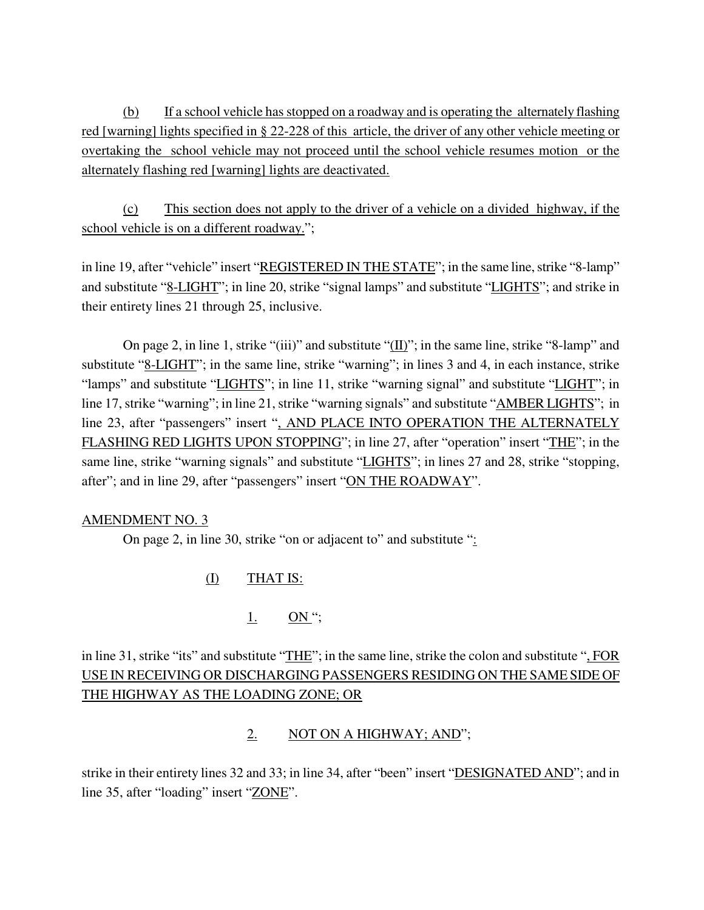(b) If a school vehicle has stopped on a roadway and is operating the alternately flashing red [warning] lights specified in § 22-228 of this article, the driver of any other vehicle meeting or overtaking the school vehicle may not proceed until the school vehicle resumes motion or the alternately flashing red [warning] lights are deactivated.

(c) This section does not apply to the driver of a vehicle on a divided highway, if the school vehicle is on a different roadway.";

in line 19, after "vehicle" insert "REGISTERED IN THE STATE"; in the same line, strike "8-lamp" and substitute "8-LIGHT"; in line 20, strike "signal lamps" and substitute "LIGHTS"; and strike in their entirety lines 21 through 25, inclusive.

On page 2, in line 1, strike "(iii)" and substitute "(II)"; in the same line, strike "8-lamp" and substitute "8-LIGHT"; in the same line, strike "warning"; in lines 3 and 4, in each instance, strike "lamps" and substitute "LIGHTS"; in line 11, strike "warning signal" and substitute "LIGHT"; in line 17, strike "warning"; in line 21, strike "warning signals" and substitute "AMBER LIGHTS"; in line 23, after "passengers" insert ", AND PLACE INTO OPERATION THE ALTERNATELY FLASHING RED LIGHTS UPON STOPPING"; in line 27, after "operation" insert "THE"; in the same line, strike "warning signals" and substitute "LIGHTS"; in lines 27 and 28, strike "stopping, after"; and in line 29, after "passengers" insert "ON THE ROADWAY".

AMENDMENT NO. 3

On page 2, in line 30, strike "on or adjacent to" and substitute ":

(I) THAT IS:

1. ON ";

in line 31, strike "its" and substitute "THE"; in the same line, strike the colon and substitute ", FOR USE IN RECEIVING OR DISCHARGING PASSENGERS RESIDING ON THE SAME SIDE OF THE HIGHWAY AS THE LOADING ZONE; OR

2. NOT ON A HIGHWAY; AND";

strike in their entirety lines 32 and 33; in line 34, after "been" insert "DESIGNATED AND"; and in line 35, after "loading" insert "ZONE".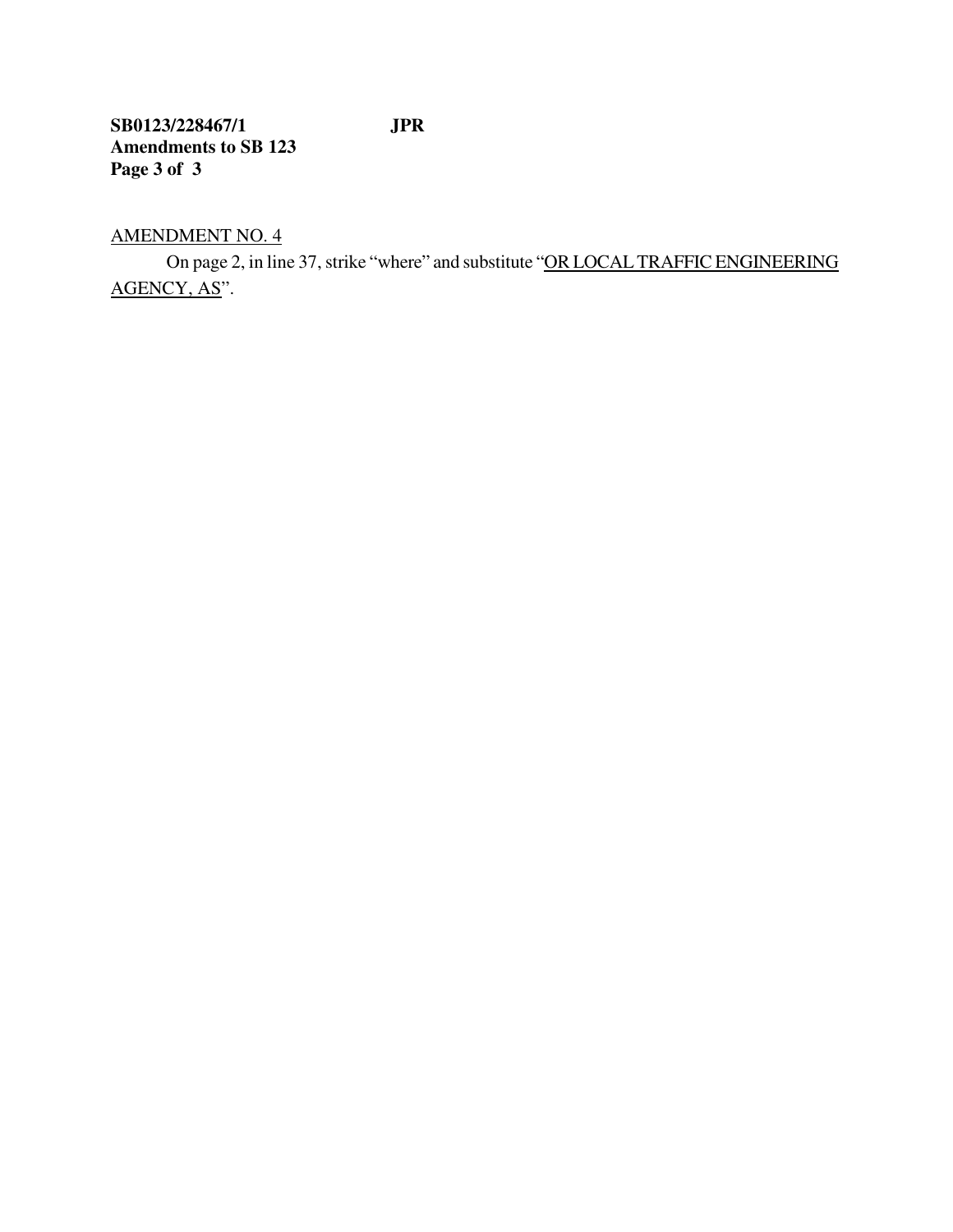<u>AMENDMENT NO. 4</u>

On page 2, in line 37, strike "where" and substitute "<u>OR LOCAL TRAFFIC ENGINEERING AGENCY, AS</u>".